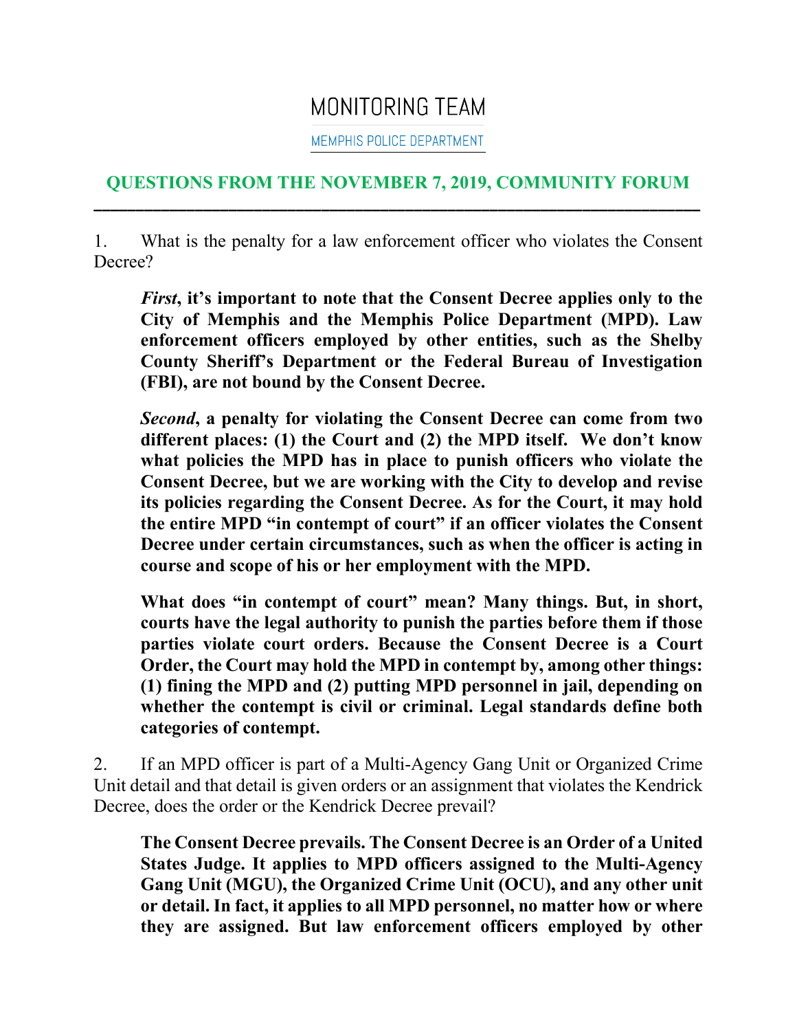# MONITORING TEAM

MEMPHIS POLICE DEPARTMENT

## QUESTIONS FROM THE NOVEMBER 7, 2019, COMMUNITY FORUM

1. What is the penalty for a law enforcement officer who violates the Consent Decree?

> ***First*, it's important to note that the Consent Decree applies only to the City of Memphis and the Memphis Police Department (MPD). Law enforcement officers employed by other entities, such as the Shelby County Sheriff's Department or the Federal Bureau of Investigation (FBI), are not bound by the Consent Decree.**
>
> ***Second*, a penalty for violating the Consent Decree can come from two different places: (1) the Court and (2) the MPD itself. We don't know what policies the MPD has in place to punish officers who violate the Consent Decree, but we are working with the City to develop and revise its policies regarding the Consent Decree. As for the Court, it may hold the entire MPD "in contempt of court" if an officer violates the Consent Decree under certain circumstances, such as when the officer is acting in course and scope of his or her employment with the MPD.**
>
> **What does "in contempt of court" mean? Many things. But, in short, courts have the legal authority to punish the parties before them if those parties violate court orders. Because the Consent Decree is a Court Order, the Court may hold the MPD in contempt by, among other things: (1) fining the MPD and (2) putting MPD personnel in jail, depending on whether the contempt is civil or criminal. Legal standards define both categories of contempt.**

2. If an MPD officer is part of a Multi-Agency Gang Unit or Organized Crime Unit detail and that detail is given orders or an assignment that violates the Kendrick Decree, does the order or the Kendrick Decree prevail?

> **The Consent Decree prevails. The Consent Decree is an Order of a United States Judge. It applies to MPD officers assigned to the Multi-Agency Gang Unit (MGU), the Organized Crime Unit (OCU), and any other unit or detail. In fact, it applies to all MPD personnel, no matter how or where they are assigned. But law enforcement officers employed by other**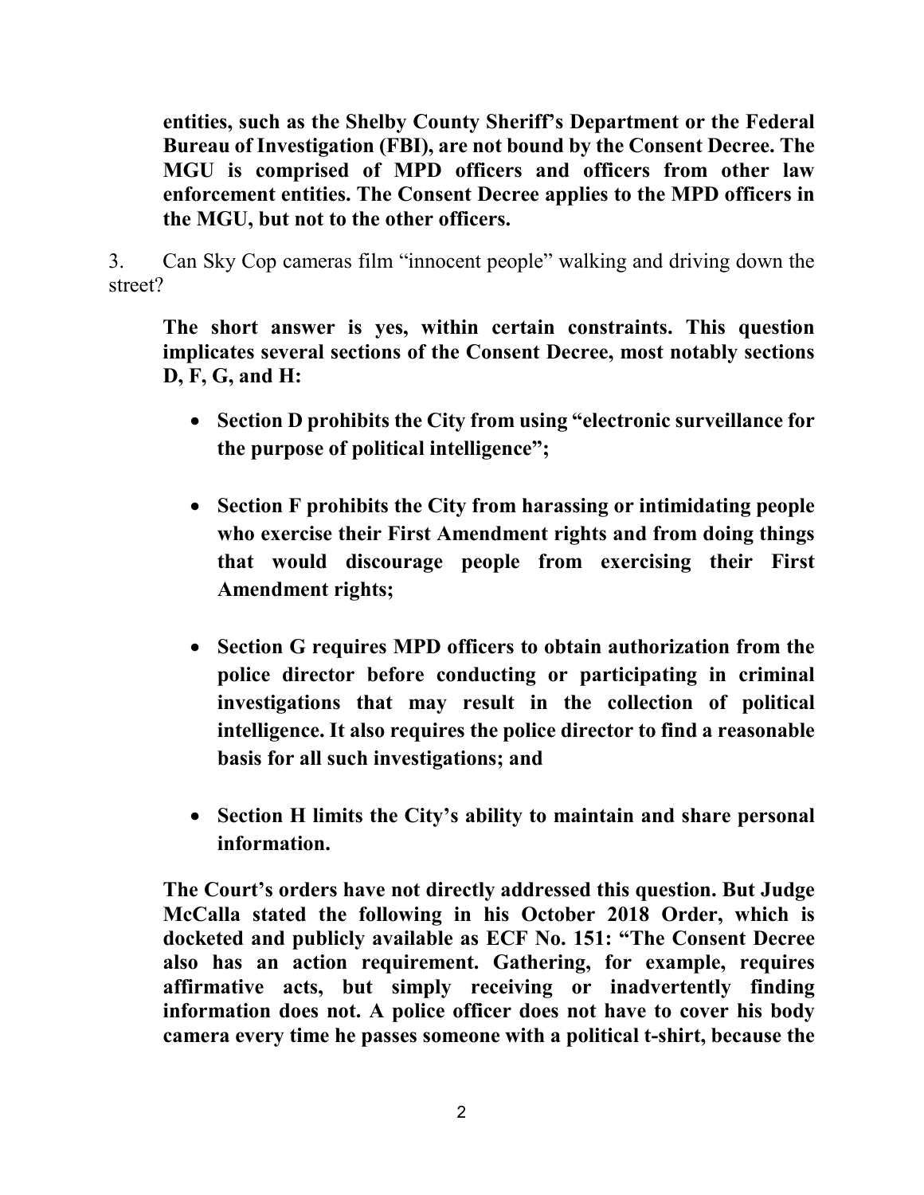**entities, such as the Shelby County Sheriff's Department or the Federal Bureau of Investigation (FBI), are not bound by the Consent Decree. The MGU is comprised of MPD officers and officers from other law enforcement entities. The Consent Decree applies to the MPD officers in the MGU, but not to the other officers.**

3. Can Sky Cop cameras film "innocent people" walking and driving down the street?

**The short answer is yes, within certain constraints. This question implicates several sections of the Consent Decree, most notably sections D, F, G, and H:**

- **Section D prohibits the City from using "electronic surveillance for the purpose of political intelligence";**
- **Section F prohibits the City from harassing or intimidating people who exercise their First Amendment rights and from doing things that would discourage people from exercising their First Amendment rights;**
- **Section G requires MPD officers to obtain authorization from the police director before conducting or participating in criminal investigations that may result in the collection of political intelligence. It also requires the police director to find a reasonable basis for all such investigations; and**
- **Section H limits the City's ability to maintain and share personal information.**

**The Court's orders have not directly addressed this question. But Judge McCalla stated the following in his October 2018 Order, which is docketed and publicly available as ECF No. 151: "The Consent Decree also has an action requirement. Gathering, for example, requires affirmative acts, but simply receiving or inadvertently finding information does not. A police officer does not have to cover his body camera every time he passes someone with a political t-shirt, because the**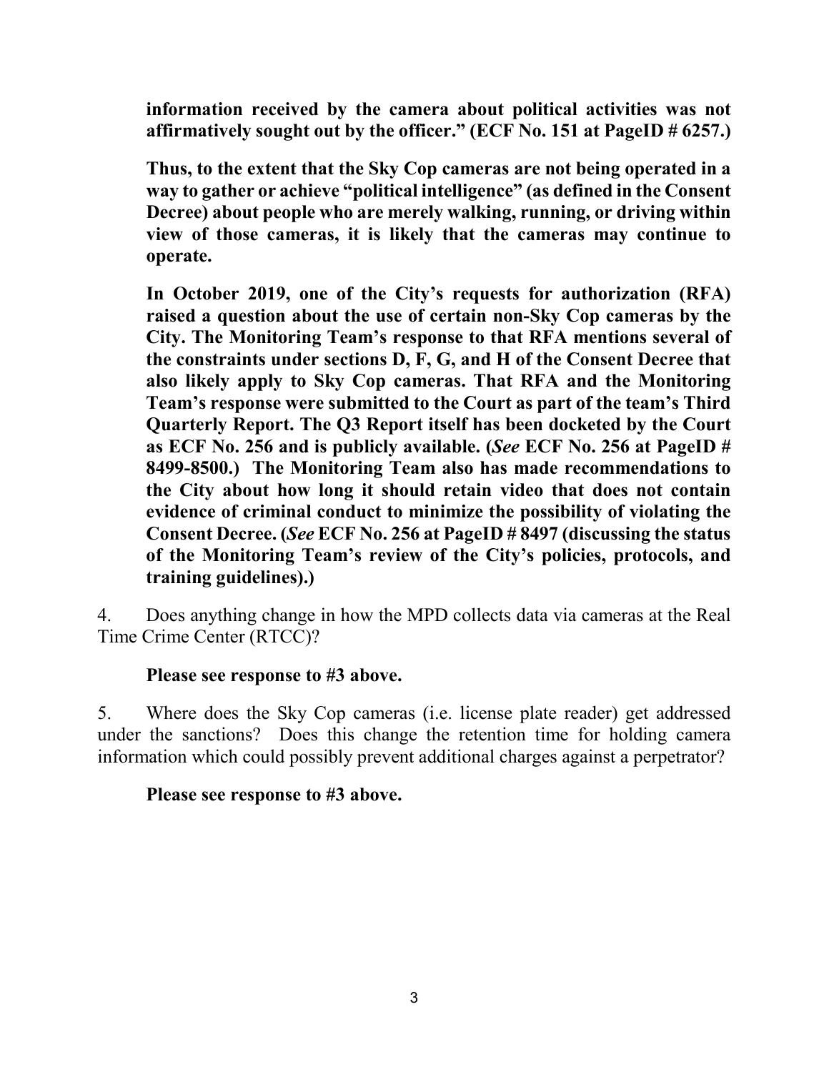**information received by the camera about political activities was not affirmatively sought out by the officer." (ECF No. 151 at PageID # 6257.)**

**Thus, to the extent that the Sky Cop cameras are not being operated in a way to gather or achieve "political intelligence" (as defined in the Consent Decree) about people who are merely walking, running, or driving within view of those cameras, it is likely that the cameras may continue to operate.**

**In October 2019, one of the City's requests for authorization (RFA) raised a question about the use of certain non-Sky Cop cameras by the City. The Monitoring Team's response to that RFA mentions several of the constraints under sections D, F, G, and H of the Consent Decree that also likely apply to Sky Cop cameras. That RFA and the Monitoring Team's response were submitted to the Court as part of the team's Third Quarterly Report. The Q3 Report itself has been docketed by the Court as ECF No. 256 and is publicly available. (*See* ECF No. 256 at PageID # 8499-8500.) The Monitoring Team also has made recommendations to the City about how long it should retain video that does not contain evidence of criminal conduct to minimize the possibility of violating the Consent Decree. (*See* ECF No. 256 at PageID # 8497 (discussing the status of the Monitoring Team's review of the City's policies, protocols, and training guidelines).)**

4. Does anything change in how the MPD collects data via cameras at the Real Time Crime Center (RTCC)?

**Please see response to #3 above.**

5. Where does the Sky Cop cameras (i.e. license plate reader) get addressed under the sanctions? Does this change the retention time for holding camera information which could possibly prevent additional charges against a perpetrator?

**Please see response to #3 above.**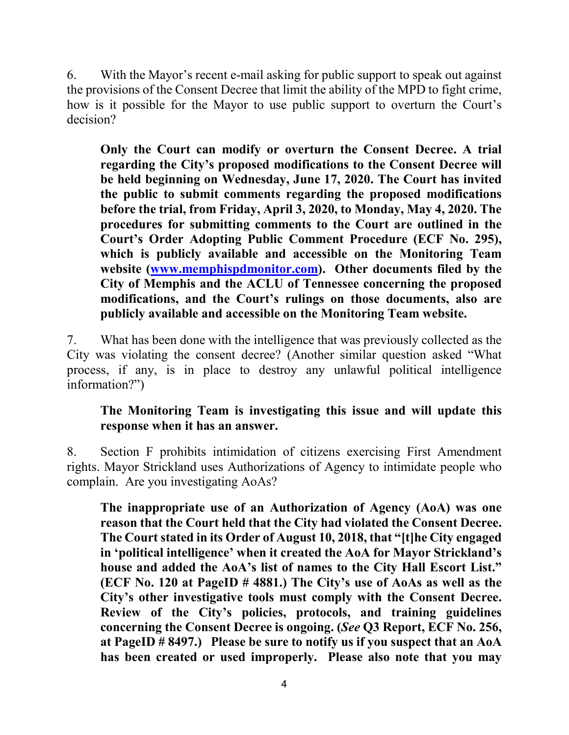6. With the Mayor's recent e-mail asking for public support to speak out against the provisions of the Consent Decree that limit the ability of the MPD to fight crime, how is it possible for the Mayor to use public support to overturn the Court's decision?

> **Only the Court can modify or overturn the Consent Decree. A trial regarding the City's proposed modifications to the Consent Decree will be held beginning on Wednesday, June 17, 2020. The Court has invited the public to submit comments regarding the proposed modifications before the trial, from Friday, April 3, 2020, to Monday, May 4, 2020. The procedures for submitting comments to the Court are outlined in the Court's Order Adopting Public Comment Procedure (ECF No. 295), which is publicly available and accessible on the Monitoring Team website ([www.memphispdmonitor.com](http://www.memphispdmonitor.com)). Other documents filed by the City of Memphis and the ACLU of Tennessee concerning the proposed modifications, and the Court's rulings on those documents, also are publicly available and accessible on the Monitoring Team website.**

7. What has been done with the intelligence that was previously collected as the City was violating the consent decree? (Another similar question asked "What process, if any, is in place to destroy any unlawful political intelligence information?")

> **The Monitoring Team is investigating this issue and will update this response when it has an answer.**

8. Section F prohibits intimidation of citizens exercising First Amendment rights. Mayor Strickland uses Authorizations of Agency to intimidate people who complain. Are you investigating AoAs?

> **The inappropriate use of an Authorization of Agency (AoA) was one reason that the Court held that the City had violated the Consent Decree. The Court stated in its Order of August 10, 2018, that "[t]he City engaged in 'political intelligence' when it created the AoA for Mayor Strickland's house and added the AoA's list of names to the City Hall Escort List." (ECF No. 120 at PageID # 4881.) The City's use of AoAs as well as the City's other investigative tools must comply with the Consent Decree. Review of the City's policies, protocols, and training guidelines concerning the Consent Decree is ongoing. (*See* Q3 Report, ECF No. 256, at PageID # 8497.) Please be sure to notify us if you suspect that an AoA has been created or used improperly. Please also note that you may**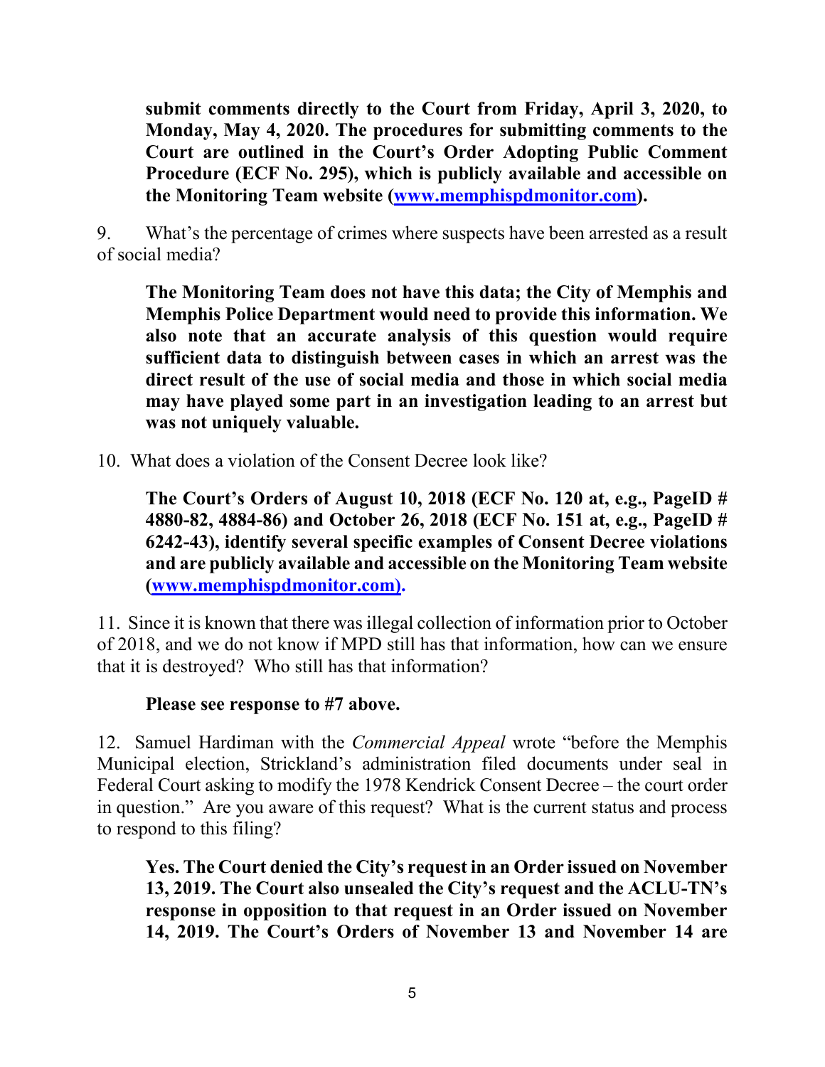**submit comments directly to the Court from Friday, April 3, 2020, to Monday, May 4, 2020. The procedures for submitting comments to the Court are outlined in the Court's Order Adopting Public Comment Procedure (ECF No. 295), which is publicly available and accessible on the Monitoring Team website ([www.memphispdmonitor.com](www.memphispdmonitor.com)).**

9. What's the percentage of crimes where suspects have been arrested as a result of social media?

   **The Monitoring Team does not have this data; the City of Memphis and Memphis Police Department would need to provide this information. We also note that an accurate analysis of this question would require sufficient data to distinguish between cases in which an arrest was the direct result of the use of social media and those in which social media may have played some part in an investigation leading to an arrest but was not uniquely valuable.**

10. What does a violation of the Consent Decree look like?

    **The Court's Orders of August 10, 2018 (ECF No. 120 at, e.g., PageID # 4880-82, 4884-86) and October 26, 2018 (ECF No. 151 at, e.g., PageID # 6242-43), identify several specific examples of Consent Decree violations and are publicly available and accessible on the Monitoring Team website ([www.memphispdmonitor.com](www.memphispdmonitor.com)).**

11. Since it is known that there was illegal collection of information prior to October of 2018, and we do not know if MPD still has that information, how can we ensure that it is destroyed? Who still has that information?

    **Please see response to #7 above.**

12. Samuel Hardiman with the *Commercial Appeal* wrote "before the Memphis Municipal election, Strickland's administration filed documents under seal in Federal Court asking to modify the 1978 Kendrick Consent Decree – the court order in question." Are you aware of this request? What is the current status and process to respond to this filing?

    **Yes. The Court denied the City's request in an Order issued on November 13, 2019. The Court also unsealed the City's request and the ACLU-TN's response in opposition to that request in an Order issued on November 14, 2019. The Court's Orders of November 13 and November 14 are**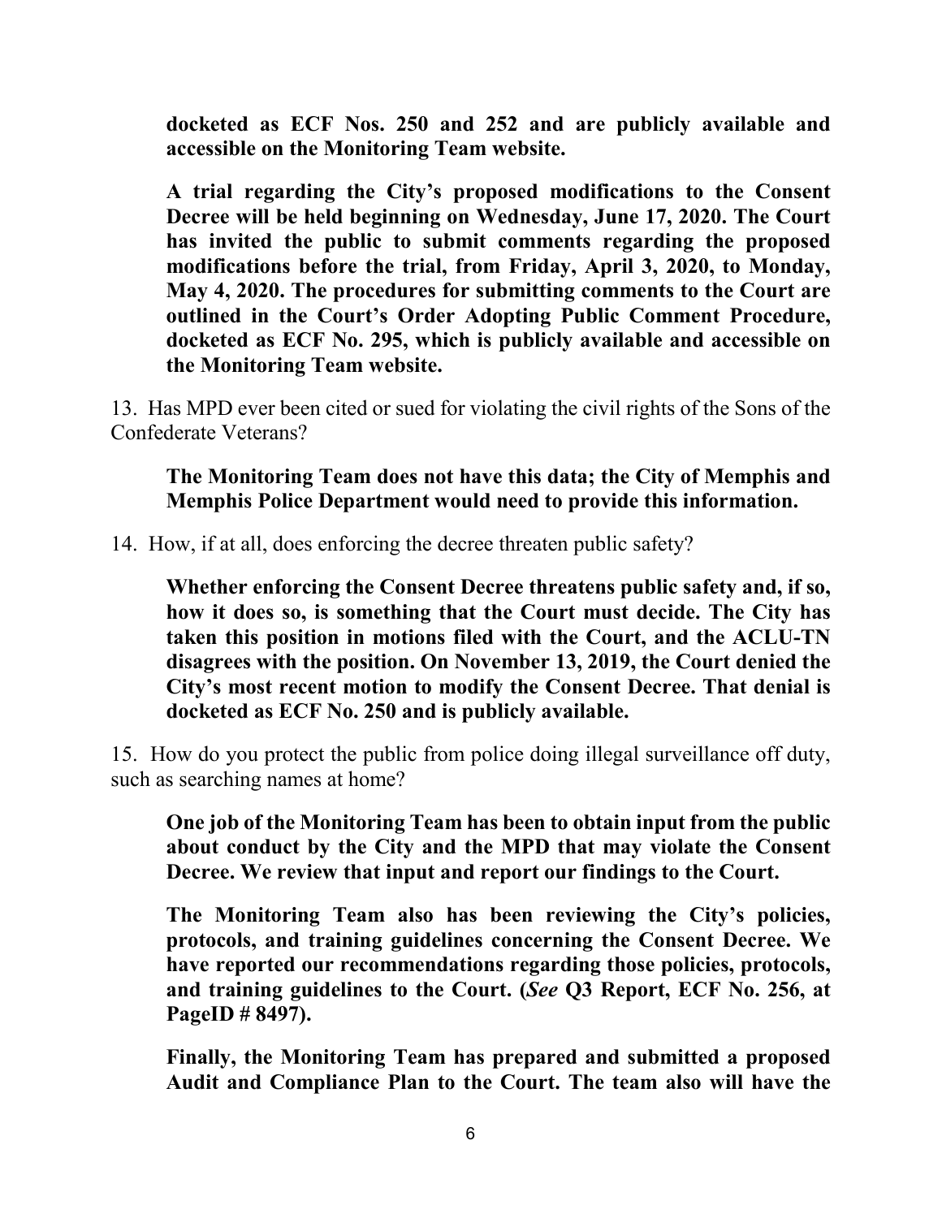**docketed as ECF Nos. 250 and 252 and are publicly available and accessible on the Monitoring Team website.**

**A trial regarding the City's proposed modifications to the Consent Decree will be held beginning on Wednesday, June 17, 2020. The Court has invited the public to submit comments regarding the proposed modifications before the trial, from Friday, April 3, 2020, to Monday, May 4, 2020. The procedures for submitting comments to the Court are outlined in the Court's Order Adopting Public Comment Procedure, docketed as ECF No. 295, which is publicly available and accessible on the Monitoring Team website.**

13. Has MPD ever been cited or sued for violating the civil rights of the Sons of the Confederate Veterans?

**The Monitoring Team does not have this data; the City of Memphis and Memphis Police Department would need to provide this information.**

14. How, if at all, does enforcing the decree threaten public safety?

**Whether enforcing the Consent Decree threatens public safety and, if so, how it does so, is something that the Court must decide. The City has taken this position in motions filed with the Court, and the ACLU-TN disagrees with the position. On November 13, 2019, the Court denied the City's most recent motion to modify the Consent Decree. That denial is docketed as ECF No. 250 and is publicly available.**

15. How do you protect the public from police doing illegal surveillance off duty, such as searching names at home?

**One job of the Monitoring Team has been to obtain input from the public about conduct by the City and the MPD that may violate the Consent Decree. We review that input and report our findings to the Court.**

**The Monitoring Team also has been reviewing the City's policies, protocols, and training guidelines concerning the Consent Decree. We have reported our recommendations regarding those policies, protocols, and training guidelines to the Court. (*See* Q3 Report, ECF No. 256, at PageID # 8497).**

**Finally, the Monitoring Team has prepared and submitted a proposed Audit and Compliance Plan to the Court. The team also will have the**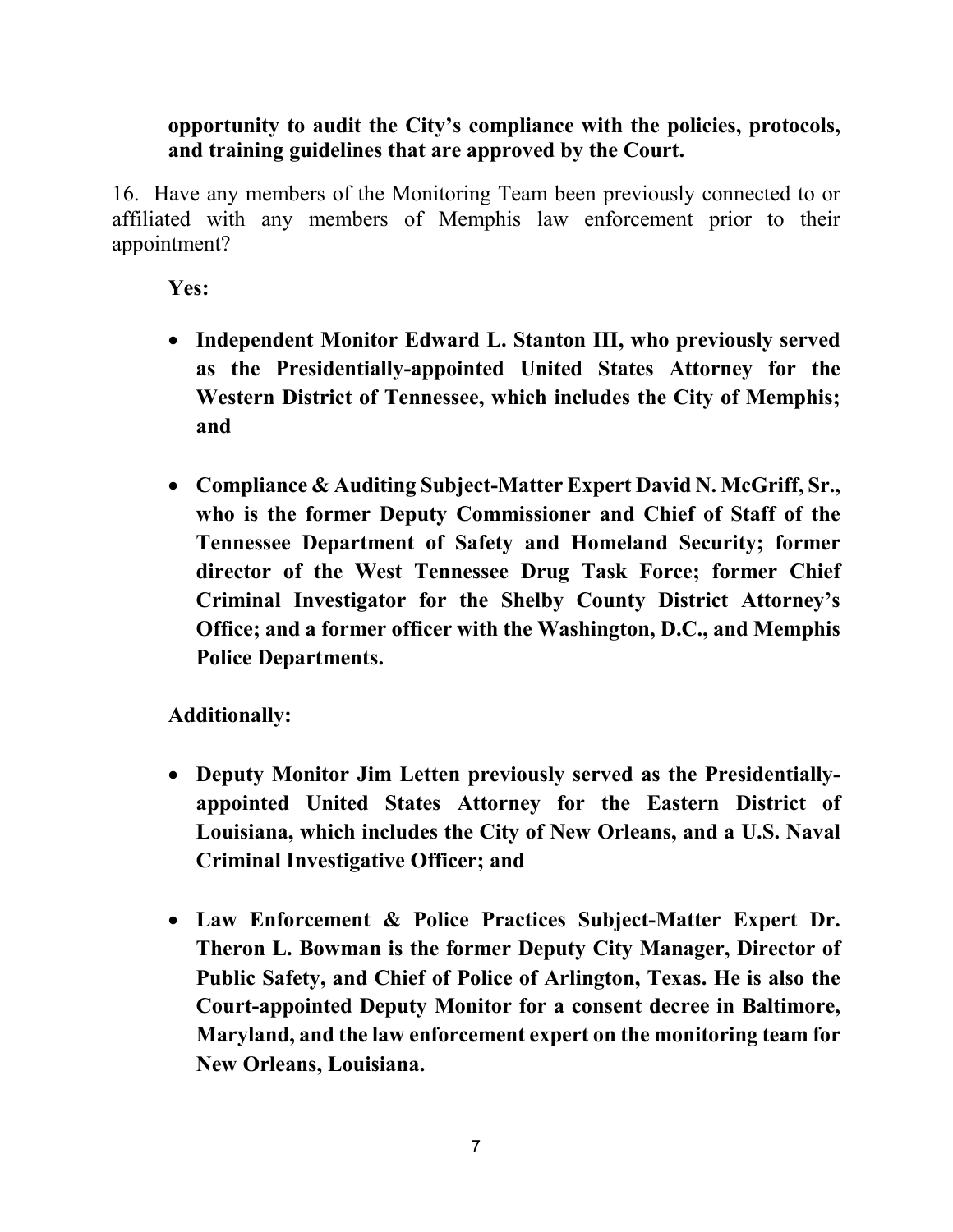**opportunity to audit the City's compliance with the policies, protocols, and training guidelines that are approved by the Court.**

16. Have any members of the Monitoring Team been previously connected to or affiliated with any members of Memphis law enforcement prior to their appointment?

**Yes:**

- **Independent Monitor Edward L. Stanton III, who previously served as the Presidentially-appointed United States Attorney for the Western District of Tennessee, which includes the City of Memphis; and**
- **Compliance & Auditing Subject-Matter Expert David N. McGriff, Sr., who is the former Deputy Commissioner and Chief of Staff of the Tennessee Department of Safety and Homeland Security; former director of the West Tennessee Drug Task Force; former Chief Criminal Investigator for the Shelby County District Attorney's Office; and a former officer with the Washington, D.C., and Memphis Police Departments.**

**Additionally:**

- **Deputy Monitor Jim Letten previously served as the Presidentially-appointed United States Attorney for the Eastern District of Louisiana, which includes the City of New Orleans, and a U.S. Naval Criminal Investigative Officer; and**
- **Law Enforcement & Police Practices Subject-Matter Expert Dr. Theron L. Bowman is the former Deputy City Manager, Director of Public Safety, and Chief of Police of Arlington, Texas. He is also the Court-appointed Deputy Monitor for a consent decree in Baltimore, Maryland, and the law enforcement expert on the monitoring team for New Orleans, Louisiana.**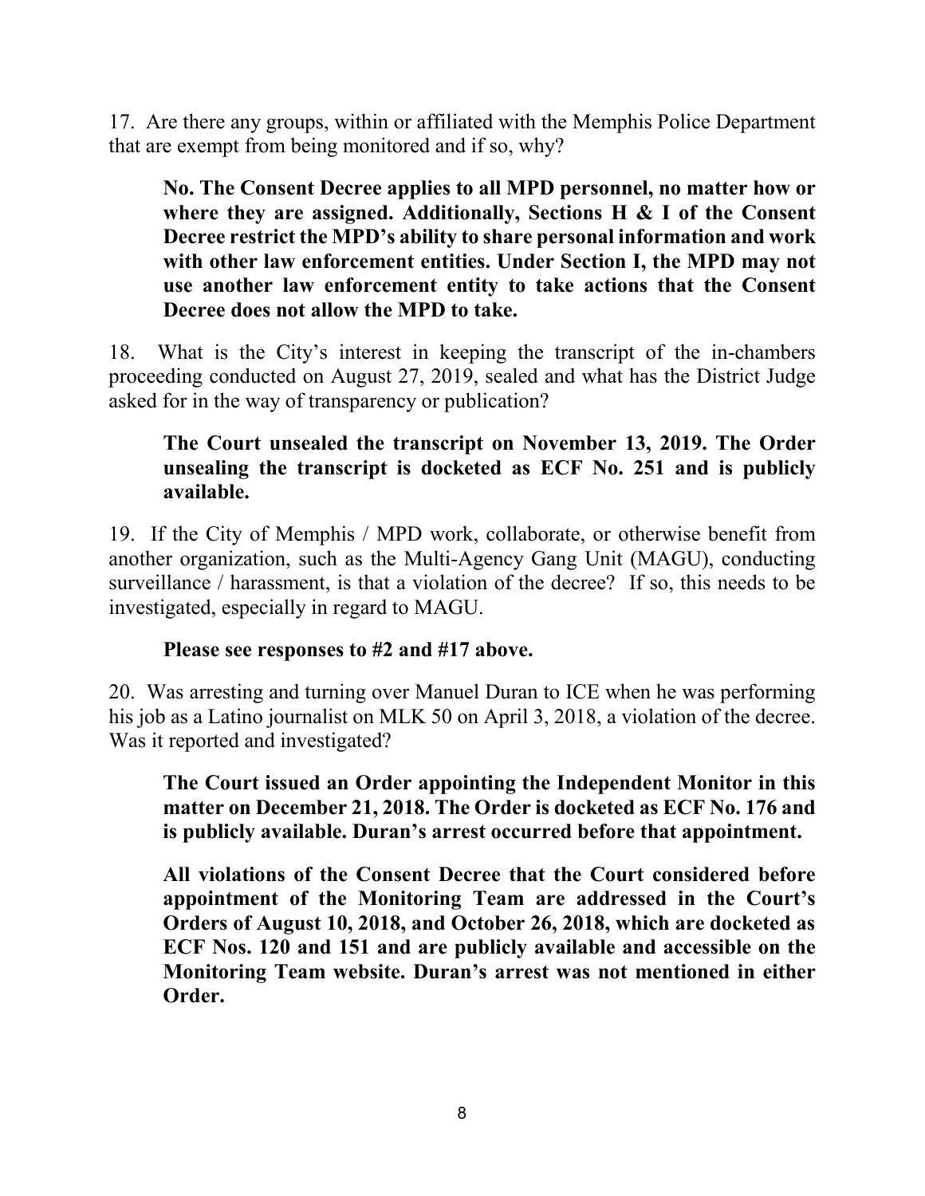17. Are there any groups, within or affiliated with the Memphis Police Department that are exempt from being monitored and if so, why?

> **No. The Consent Decree applies to all MPD personnel, no matter how or where they are assigned. Additionally, Sections H & I of the Consent Decree restrict the MPD's ability to share personal information and work with other law enforcement entities. Under Section I, the MPD may not use another law enforcement entity to take actions that the Consent Decree does not allow the MPD to take.**

18. What is the City's interest in keeping the transcript of the in-chambers proceeding conducted on August 27, 2019, sealed and what has the District Judge asked for in the way of transparency or publication?

> **The Court unsealed the transcript on November 13, 2019. The Order unsealing the transcript is docketed as ECF No. 251 and is publicly available.**

19. If the City of Memphis / MPD work, collaborate, or otherwise benefit from another organization, such as the Multi-Agency Gang Unit (MAGU), conducting surveillance / harassment, is that a violation of the decree? If so, this needs to be investigated, especially in regard to MAGU.

> **Please see responses to #2 and #17 above.**

20. Was arresting and turning over Manuel Duran to ICE when he was performing his job as a Latino journalist on MLK 50 on April 3, 2018, a violation of the decree. Was it reported and investigated?

> **The Court issued an Order appointing the Independent Monitor in this matter on December 21, 2018. The Order is docketed as ECF No. 176 and is publicly available. Duran's arrest occurred before that appointment.**
>
> **All violations of the Consent Decree that the Court considered before appointment of the Monitoring Team are addressed in the Court's Orders of August 10, 2018, and October 26, 2018, which are docketed as ECF Nos. 120 and 151 and are publicly available and accessible on the Monitoring Team website. Duran's arrest was not mentioned in either Order.**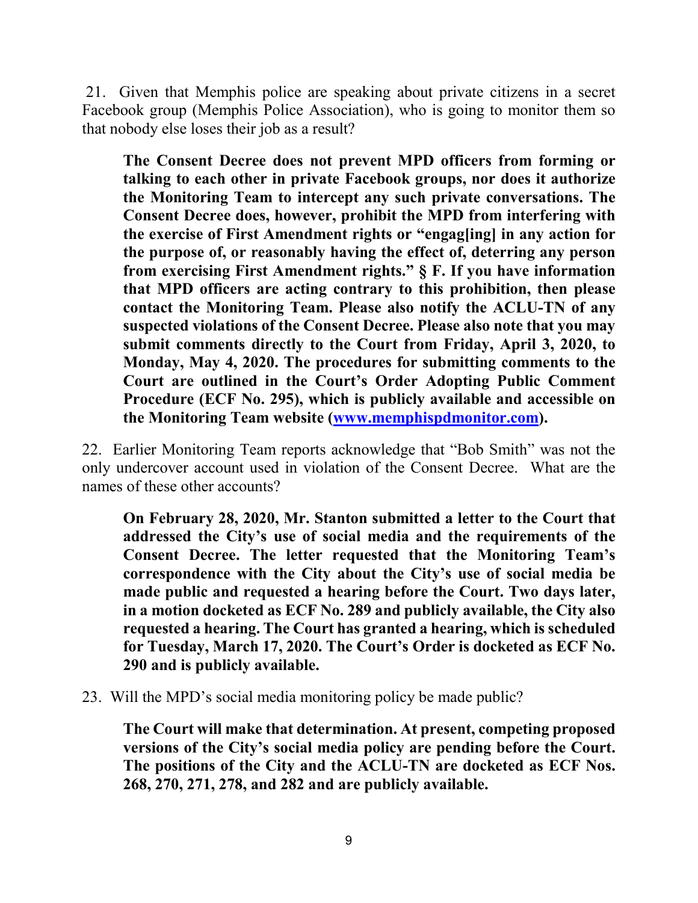21. Given that Memphis police are speaking about private citizens in a secret Facebook group (Memphis Police Association), who is going to monitor them so that nobody else loses their job as a result?

> **The Consent Decree does not prevent MPD officers from forming or talking to each other in private Facebook groups, nor does it authorize the Monitoring Team to intercept any such private conversations. The Consent Decree does, however, prohibit the MPD from interfering with the exercise of First Amendment rights or "engag[ing] in any action for the purpose of, or reasonably having the effect of, deterring any person from exercising First Amendment rights." § F. If you have information that MPD officers are acting contrary to this prohibition, then please contact the Monitoring Team. Please also notify the ACLU-TN of any suspected violations of the Consent Decree. Please also note that you may submit comments directly to the Court from Friday, April 3, 2020, to Monday, May 4, 2020. The procedures for submitting comments to the Court are outlined in the Court's Order Adopting Public Comment Procedure (ECF No. 295), which is publicly available and accessible on the Monitoring Team website ([www.memphispdmonitor.com](http://www.memphispdmonitor.com)).**

22. Earlier Monitoring Team reports acknowledge that "Bob Smith" was not the only undercover account used in violation of the Consent Decree. What are the names of these other accounts?

> **On February 28, 2020, Mr. Stanton submitted a letter to the Court that addressed the City's use of social media and the requirements of the Consent Decree. The letter requested that the Monitoring Team's correspondence with the City about the City's use of social media be made public and requested a hearing before the Court. Two days later, in a motion docketed as ECF No. 289 and publicly available, the City also requested a hearing. The Court has granted a hearing, which is scheduled for Tuesday, March 17, 2020. The Court's Order is docketed as ECF No. 290 and is publicly available.**

23. Will the MPD's social media monitoring policy be made public?

> **The Court will make that determination. At present, competing proposed versions of the City's social media policy are pending before the Court. The positions of the City and the ACLU-TN are docketed as ECF Nos. 268, 270, 271, 278, and 282 and are publicly available.**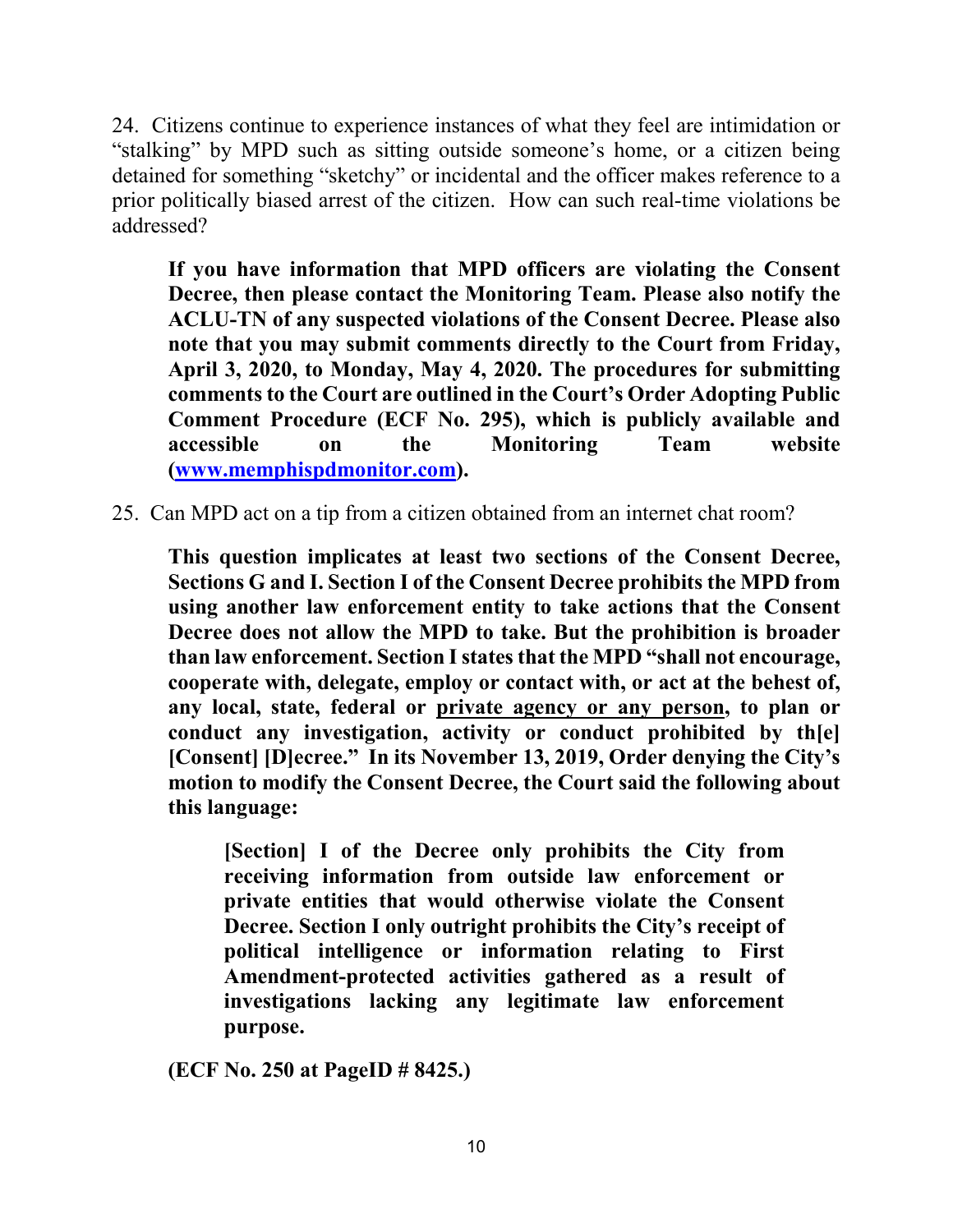24. Citizens continue to experience instances of what they feel are intimidation or "stalking" by MPD such as sitting outside someone's home, or a citizen being detained for something "sketchy" or incidental and the officer makes reference to a prior politically biased arrest of the citizen. How can such real-time violations be addressed?

> **If you have information that MPD officers are violating the Consent Decree, then please contact the Monitoring Team. Please also notify the ACLU-TN of any suspected violations of the Consent Decree. Please also note that you may submit comments directly to the Court from Friday, April 3, 2020, to Monday, May 4, 2020. The procedures for submitting comments to the Court are outlined in the Court's Order Adopting Public Comment Procedure (ECF No. 295), which is publicly available and accessible on the Monitoring Team website ([www.memphispdmonitor.com](http://www.memphispdmonitor.com)).**

25. Can MPD act on a tip from a citizen obtained from an internet chat room?

> **This question implicates at least two sections of the Consent Decree, Sections G and I. Section I of the Consent Decree prohibits the MPD from using another law enforcement entity to take actions that the Consent Decree does not allow the MPD to take. But the prohibition is broader than law enforcement. Section I states that the MPD "shall not encourage, cooperate with, delegate, employ or contact with, or act at the behest of, any local, state, federal or <u>private agency or any person</u>, to plan or conduct any investigation, activity or conduct prohibited by th[e] [Consent] [D]ecree." In its November 13, 2019, Order denying the City's motion to modify the Consent Decree, the Court said the following about this language:**
>
> > **[Section] I of the Decree only prohibits the City from receiving information from outside law enforcement or private entities that would otherwise violate the Consent Decree. Section I only outright prohibits the City's receipt of political intelligence or information relating to First Amendment-protected activities gathered as a result of investigations lacking any legitimate law enforcement purpose.**
>
> **(ECF No. 250 at PageID # 8425.)**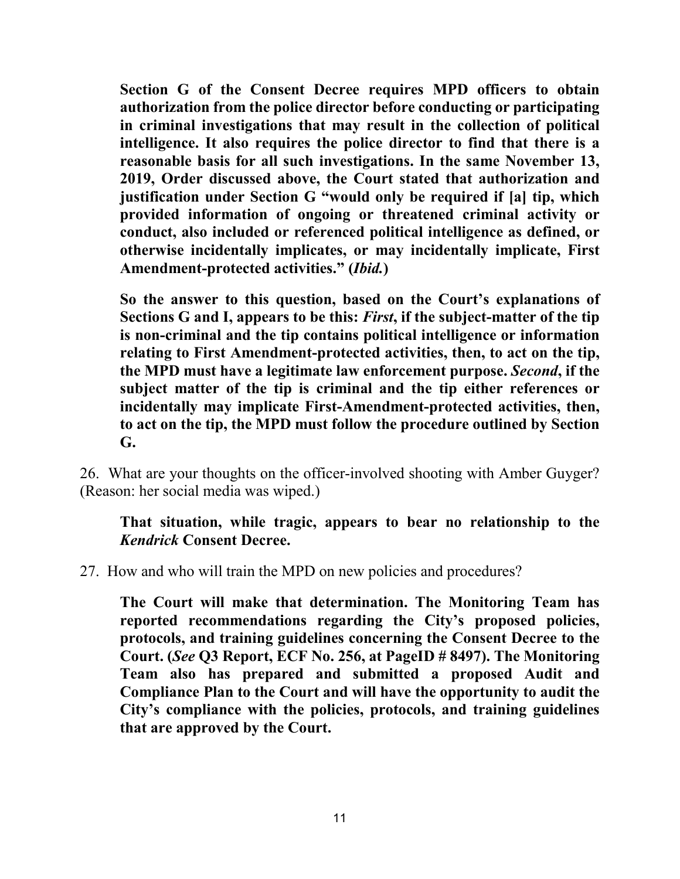**Section G of the Consent Decree requires MPD officers to obtain authorization from the police director before conducting or participating in criminal investigations that may result in the collection of political intelligence. It also requires the police director to find that there is a reasonable basis for all such investigations. In the same November 13, 2019, Order discussed above, the Court stated that authorization and justification under Section G "would only be required if [a] tip, which provided information of ongoing or threatened criminal activity or conduct, also included or referenced political intelligence as defined, or otherwise incidentally implicates, or may incidentally implicate, First Amendment-protected activities." (*Ibid.*)**

**So the answer to this question, based on the Court's explanations of Sections G and I, appears to be this: *First*, if the subject-matter of the tip is non-criminal and the tip contains political intelligence or information relating to First Amendment-protected activities, then, to act on the tip, the MPD must have a legitimate law enforcement purpose. *Second*, if the subject matter of the tip is criminal and the tip either references or incidentally may implicate First-Amendment-protected activities, then, to act on the tip, the MPD must follow the procedure outlined by Section G.**

26. What are your thoughts on the officer-involved shooting with Amber Guyger? (Reason: her social media was wiped.)

**That situation, while tragic, appears to bear no relationship to the *Kendrick* Consent Decree.**

27. How and who will train the MPD on new policies and procedures?

**The Court will make that determination. The Monitoring Team has reported recommendations regarding the City's proposed policies, protocols, and training guidelines concerning the Consent Decree to the Court. (*See* Q3 Report, ECF No. 256, at PageID # 8497). The Monitoring Team also has prepared and submitted a proposed Audit and Compliance Plan to the Court and will have the opportunity to audit the City's compliance with the policies, protocols, and training guidelines that are approved by the Court.**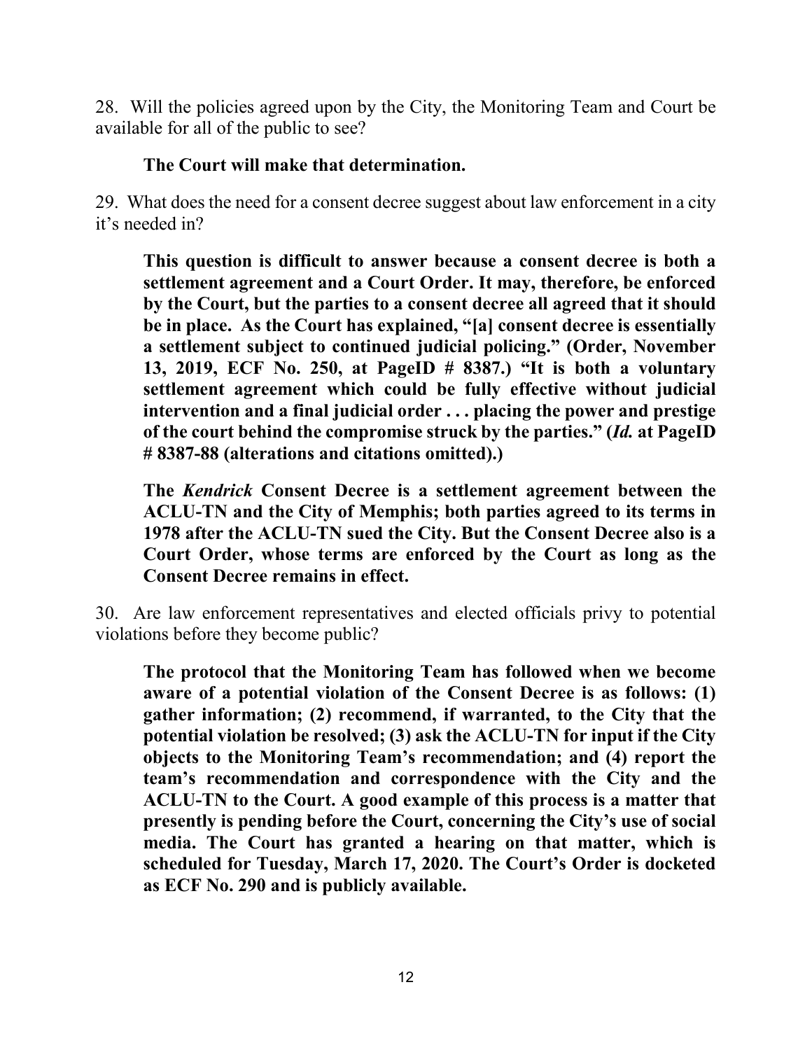28. Will the policies agreed upon by the City, the Monitoring Team and Court be available for all of the public to see?

**The Court will make that determination.**

29. What does the need for a consent decree suggest about law enforcement in a city it's needed in?

**This question is difficult to answer because a consent decree is both a settlement agreement and a Court Order. It may, therefore, be enforced by the Court, but the parties to a consent decree all agreed that it should be in place. As the Court has explained, "[a] consent decree is essentially a settlement subject to continued judicial policing." (Order, November 13, 2019, ECF No. 250, at PageID # 8387.) "It is both a voluntary settlement agreement which could be fully effective without judicial intervention and a final judicial order . . . placing the power and prestige of the court behind the compromise struck by the parties." (*Id.* at PageID # 8387-88 (alterations and citations omitted).)**

**The *Kendrick* Consent Decree is a settlement agreement between the ACLU-TN and the City of Memphis; both parties agreed to its terms in 1978 after the ACLU-TN sued the City. But the Consent Decree also is a Court Order, whose terms are enforced by the Court as long as the Consent Decree remains in effect.**

30. Are law enforcement representatives and elected officials privy to potential violations before they become public?

**The protocol that the Monitoring Team has followed when we become aware of a potential violation of the Consent Decree is as follows: (1) gather information; (2) recommend, if warranted, to the City that the potential violation be resolved; (3) ask the ACLU-TN for input if the City objects to the Monitoring Team's recommendation; and (4) report the team's recommendation and correspondence with the City and the ACLU-TN to the Court. A good example of this process is a matter that presently is pending before the Court, concerning the City's use of social media. The Court has granted a hearing on that matter, which is scheduled for Tuesday, March 17, 2020. The Court's Order is docketed as ECF No. 290 and is publicly available.**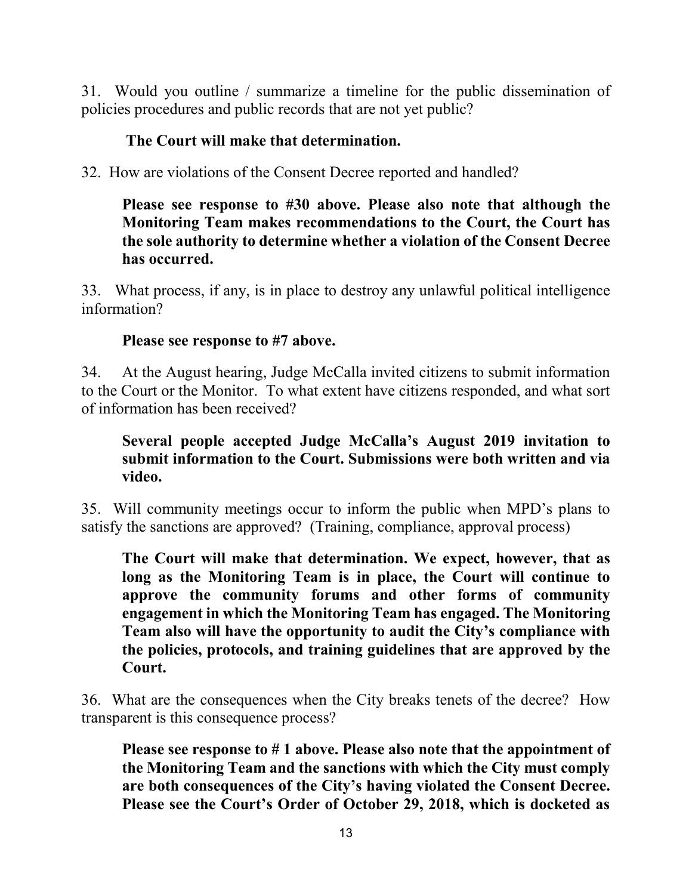31. Would you outline / summarize a timeline for the public dissemination of policies procedures and public records that are not yet public?

> **The Court will make that determination.**

32. How are violations of the Consent Decree reported and handled?

> **Please see response to #30 above. Please also note that although the Monitoring Team makes recommendations to the Court, the Court has the sole authority to determine whether a violation of the Consent Decree has occurred.**

33. What process, if any, is in place to destroy any unlawful political intelligence information?

> **Please see response to #7 above.**

34. At the August hearing, Judge McCalla invited citizens to submit information to the Court or the Monitor. To what extent have citizens responded, and what sort of information has been received?

> **Several people accepted Judge McCalla's August 2019 invitation to submit information to the Court. Submissions were both written and via video.**

35. Will community meetings occur to inform the public when MPD's plans to satisfy the sanctions are approved? (Training, compliance, approval process)

> **The Court will make that determination. We expect, however, that as long as the Monitoring Team is in place, the Court will continue to approve the community forums and other forms of community engagement in which the Monitoring Team has engaged. The Monitoring Team also will have the opportunity to audit the City's compliance with the policies, protocols, and training guidelines that are approved by the Court.**

36. What are the consequences when the City breaks tenets of the decree? How transparent is this consequence process?

> **Please see response to # 1 above. Please also note that the appointment of the Monitoring Team and the sanctions with which the City must comply are both consequences of the City's having violated the Consent Decree. Please see the Court's Order of October 29, 2018, which is docketed as**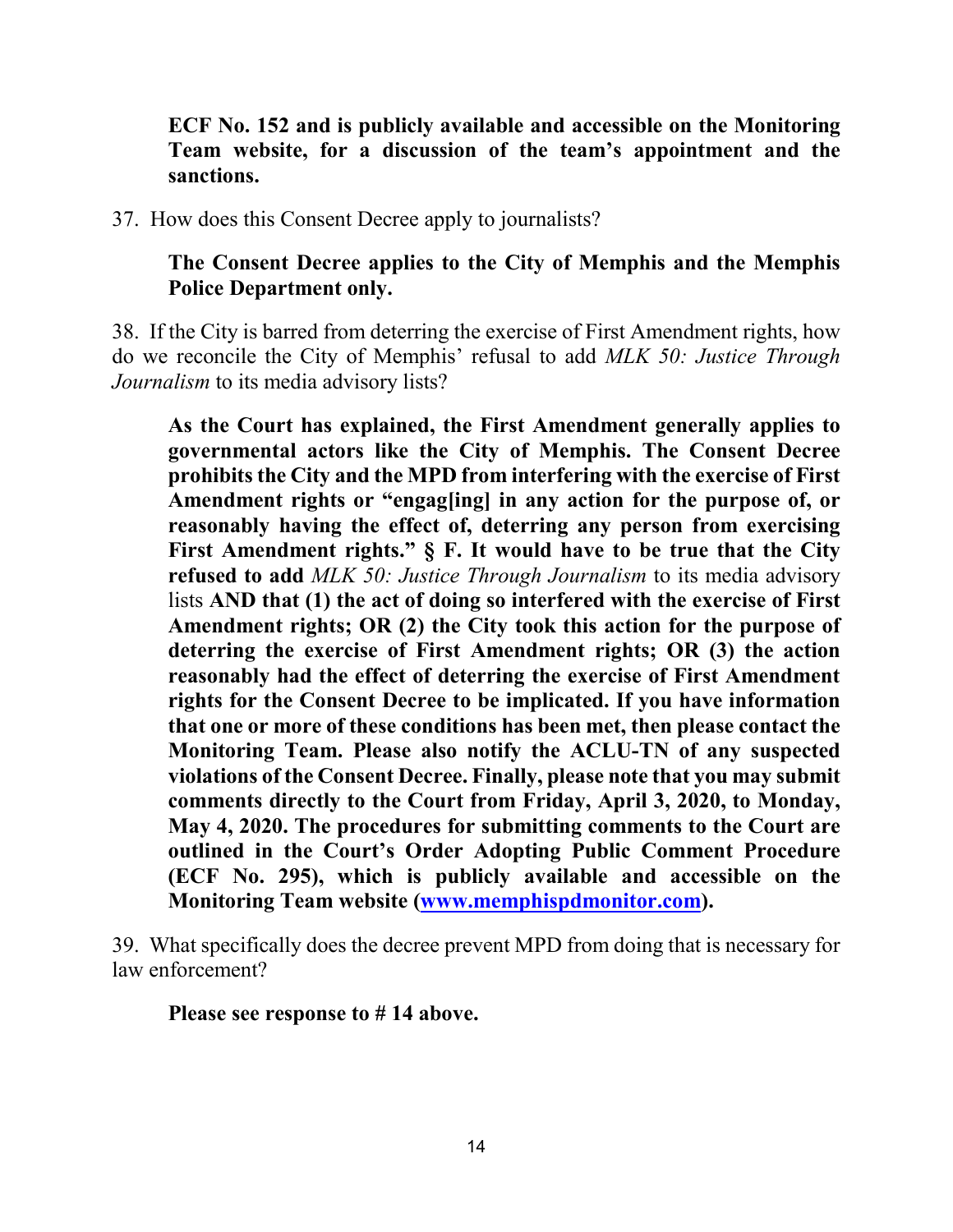**ECF No. 152 and is publicly available and accessible on the Monitoring Team website, for a discussion of the team's appointment and the sanctions.**

37. How does this Consent Decree apply to journalists?

**The Consent Decree applies to the City of Memphis and the Memphis Police Department only.**

38. If the City is barred from deterring the exercise of First Amendment rights, how do we reconcile the City of Memphis' refusal to add *MLK 50: Justice Through Journalism* to its media advisory lists?

**As the Court has explained, the First Amendment generally applies to governmental actors like the City of Memphis. The Consent Decree prohibits the City and the MPD from interfering with the exercise of First Amendment rights or "engag[ing] in any action for the purpose of, or reasonably having the effect of, deterring any person from exercising First Amendment rights." § F. It would have to be true that the City refused to add** *MLK 50: Justice Through Journalism* to its media advisory lists **AND that (1) the act of doing so interfered with the exercise of First Amendment rights; OR (2) the City took this action for the purpose of deterring the exercise of First Amendment rights; OR (3) the action reasonably had the effect of deterring the exercise of First Amendment rights for the Consent Decree to be implicated. If you have information that one or more of these conditions has been met, then please contact the Monitoring Team. Please also notify the ACLU-TN of any suspected violations of the Consent Decree. Finally, please note that you may submit comments directly to the Court from Friday, April 3, 2020, to Monday, May 4, 2020. The procedures for submitting comments to the Court are outlined in the Court's Order Adopting Public Comment Procedure (ECF No. 295), which is publicly available and accessible on the Monitoring Team website ([www.memphispdmonitor.com](http://www.memphispdmonitor.com)).**

39. What specifically does the decree prevent MPD from doing that is necessary for law enforcement?

**Please see response to # 14 above.**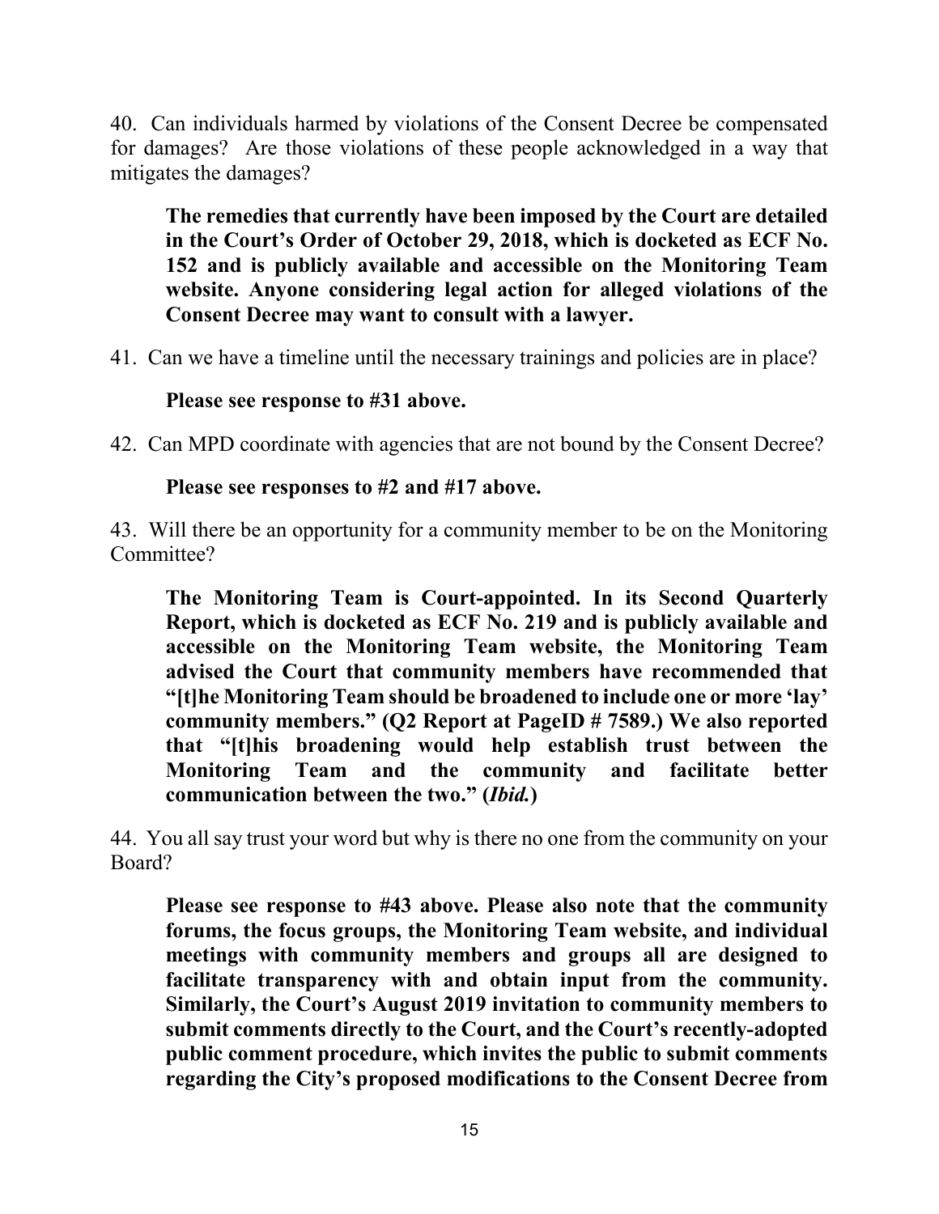40. Can individuals harmed by violations of the Consent Decree be compensated for damages? Are those violations of these people acknowledged in a way that mitigates the damages?

> **The remedies that currently have been imposed by the Court are detailed in the Court's Order of October 29, 2018, which is docketed as ECF No. 152 and is publicly available and accessible on the Monitoring Team website. Anyone considering legal action for alleged violations of the Consent Decree may want to consult with a lawyer.**

41. Can we have a timeline until the necessary trainings and policies are in place?

> **Please see response to #31 above.**

42. Can MPD coordinate with agencies that are not bound by the Consent Decree?

> **Please see responses to #2 and #17 above.**

43. Will there be an opportunity for a community member to be on the Monitoring Committee?

> **The Monitoring Team is Court-appointed. In its Second Quarterly Report, which is docketed as ECF No. 219 and is publicly available and accessible on the Monitoring Team website, the Monitoring Team advised the Court that community members have recommended that "[t]he Monitoring Team should be broadened to include one or more 'lay' community members." (Q2 Report at PageID # 7589.) We also reported that "[t]his broadening would help establish trust between the Monitoring Team and the community and facilitate better communication between the two." (*Ibid.*)**

44. You all say trust your word but why is there no one from the community on your Board?

> **Please see response to #43 above. Please also note that the community forums, the focus groups, the Monitoring Team website, and individual meetings with community members and groups all are designed to facilitate transparency with and obtain input from the community. Similarly, the Court's August 2019 invitation to community members to submit comments directly to the Court, and the Court's recently-adopted public comment procedure, which invites the public to submit comments regarding the City's proposed modifications to the Consent Decree from**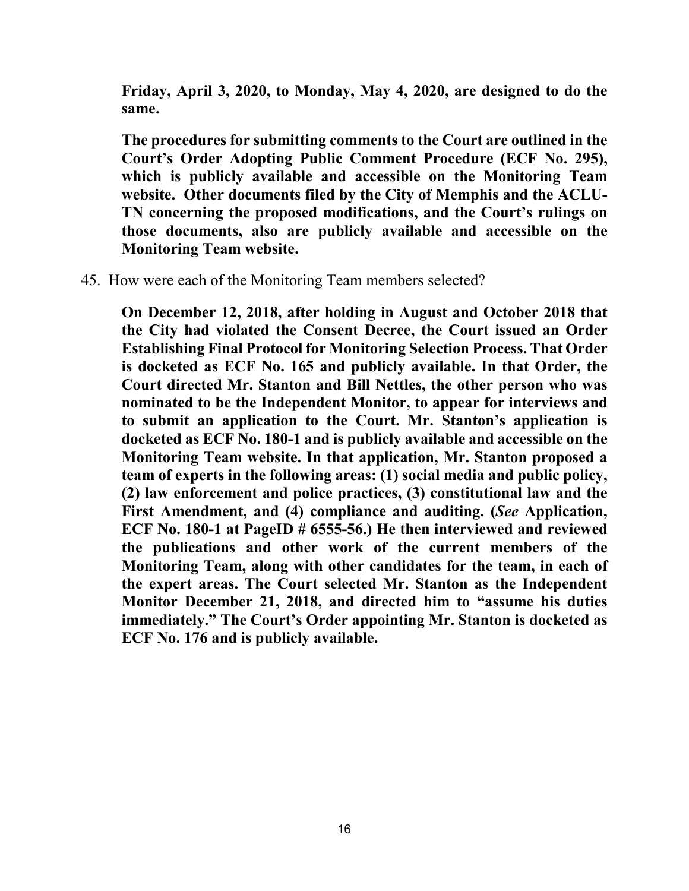**Friday, April 3, 2020, to Monday, May 4, 2020, are designed to do the same.**

**The procedures for submitting comments to the Court are outlined in the Court's Order Adopting Public Comment Procedure (ECF No. 295), which is publicly available and accessible on the Monitoring Team website. Other documents filed by the City of Memphis and the ACLU-TN concerning the proposed modifications, and the Court's rulings on those documents, also are publicly available and accessible on the Monitoring Team website.**

45. How were each of the Monitoring Team members selected?

**On December 12, 2018, after holding in August and October 2018 that the City had violated the Consent Decree, the Court issued an Order Establishing Final Protocol for Monitoring Selection Process. That Order is docketed as ECF No. 165 and publicly available. In that Order, the Court directed Mr. Stanton and Bill Nettles, the other person who was nominated to be the Independent Monitor, to appear for interviews and to submit an application to the Court. Mr. Stanton's application is docketed as ECF No. 180-1 and is publicly available and accessible on the Monitoring Team website. In that application, Mr. Stanton proposed a team of experts in the following areas: (1) social media and public policy, (2) law enforcement and police practices, (3) constitutional law and the First Amendment, and (4) compliance and auditing. (*See* Application, ECF No. 180-1 at PageID # 6555-56.) He then interviewed and reviewed the publications and other work of the current members of the Monitoring Team, along with other candidates for the team, in each of the expert areas. The Court selected Mr. Stanton as the Independent Monitor December 21, 2018, and directed him to "assume his duties immediately." The Court's Order appointing Mr. Stanton is docketed as ECF No. 176 and is publicly available.**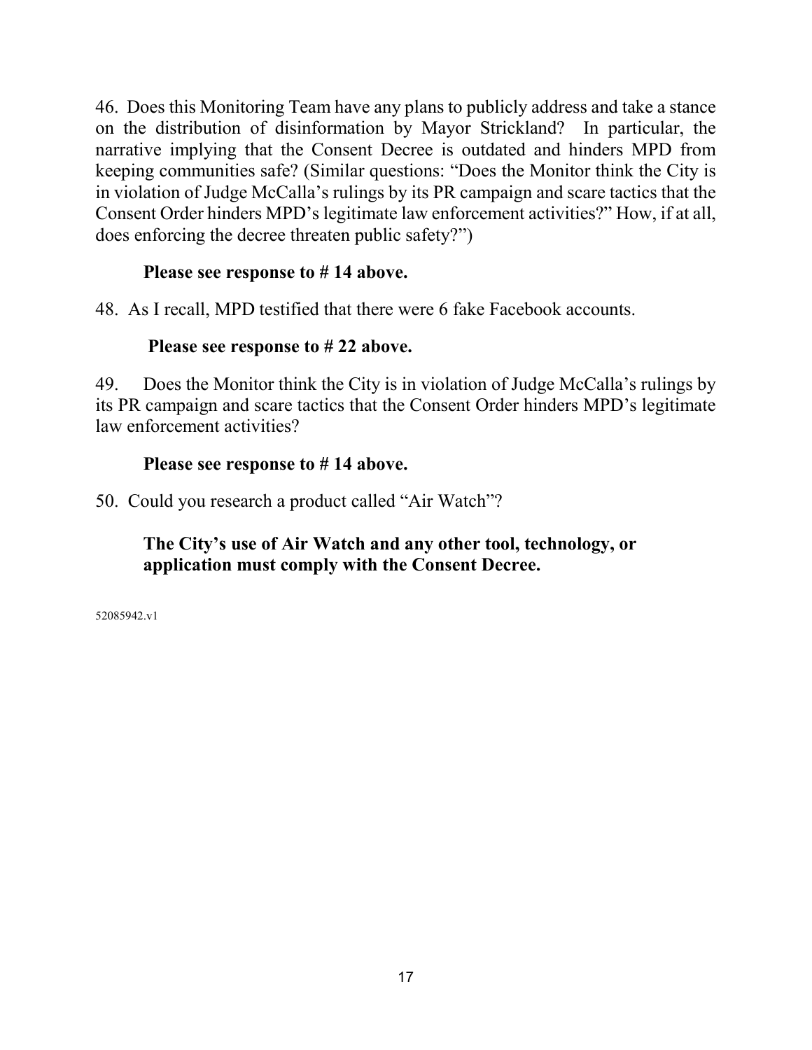46. Does this Monitoring Team have any plans to publicly address and take a stance on the distribution of disinformation by Mayor Strickland? In particular, the narrative implying that the Consent Decree is outdated and hinders MPD from keeping communities safe? (Similar questions: "Does the Monitor think the City is in violation of Judge McCalla's rulings by its PR campaign and scare tactics that the Consent Order hinders MPD's legitimate law enforcement activities?" How, if at all, does enforcing the decree threaten public safety?")

**Please see response to # 14 above.**

48. As I recall, MPD testified that there were 6 fake Facebook accounts.

**Please see response to # 22 above.**

49. Does the Monitor think the City is in violation of Judge McCalla's rulings by its PR campaign and scare tactics that the Consent Order hinders MPD's legitimate law enforcement activities?

**Please see response to # 14 above.**

50. Could you research a product called "Air Watch"?

**The City's use of Air Watch and any other tool, technology, or application must comply with the Consent Decree.**

52085942.v1